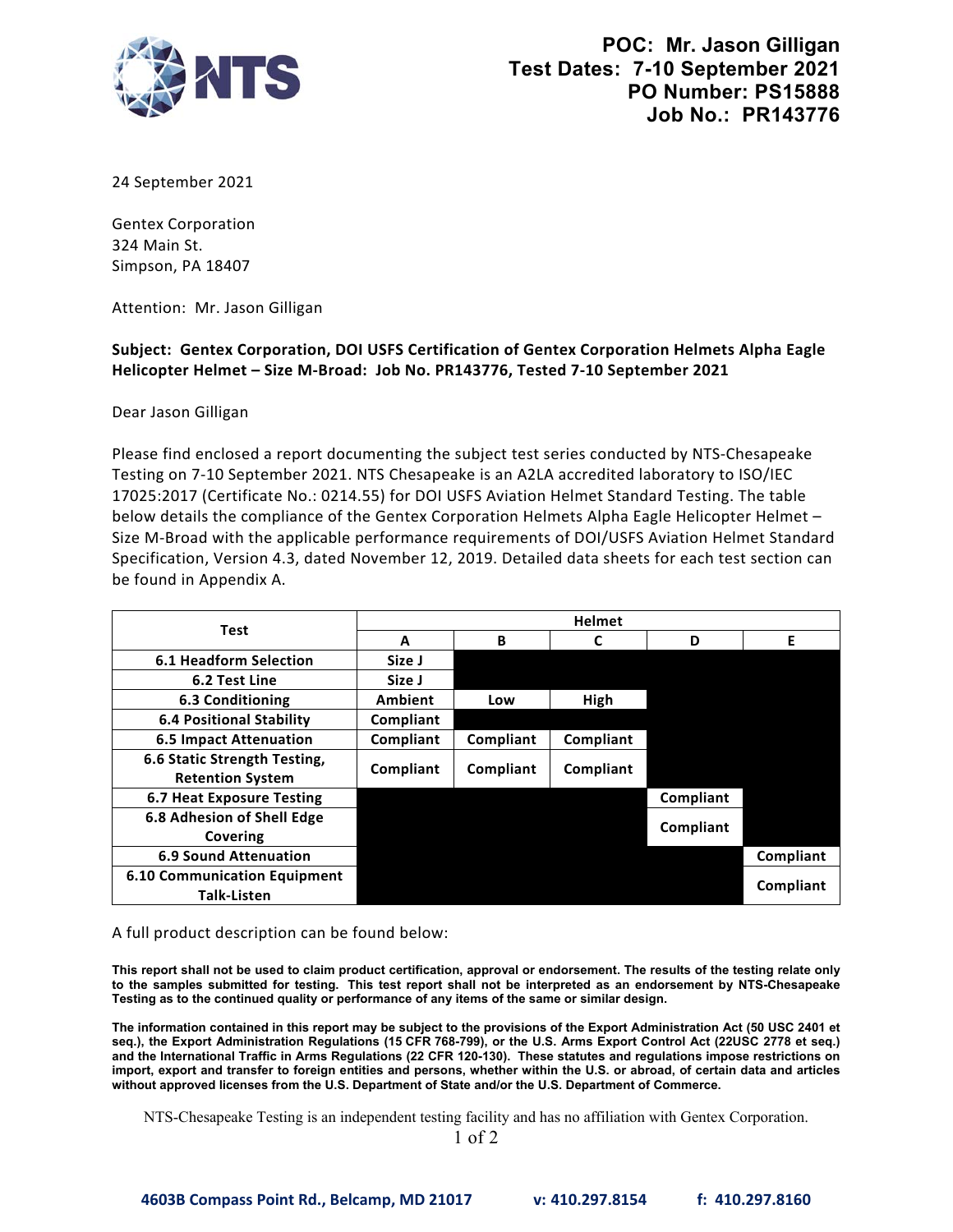**POC: Mr. Jason Gilligan**
**Test Dates: 7-10 September 2021**
**PO Number: PS15888**
**Job No.: PR143776**

24 September 2021

Gentex Corporation
324 Main St.
Simpson, PA 18407

Attention: Mr. Jason Gilligan

**Subject: Gentex Corporation, DOI USFS Certification of Gentex Corporation Helmets Alpha Eagle Helicopter Helmet – Size M-Broad: Job No. PR143776, Tested 7-10 September 2021**

Dear Jason Gilligan

Please find enclosed a report documenting the subject test series conducted by NTS-Chesapeake Testing on 7-10 September 2021. NTS Chesapeake is an A2LA accredited laboratory to ISO/IEC 17025:2017 (Certificate No.: 0214.55) for DOI USFS Aviation Helmet Standard Testing. The table below details the compliance of the Gentex Corporation Helmets Alpha Eagle Helicopter Helmet – Size M-Broad with the applicable performance requirements of DOI/USFS Aviation Helmet Standard Specification, Version 4.3, dated November 12, 2019. Detailed data sheets for each test section can be found in Appendix A.

| Test | Helmet | | | | |
|---|---|---|---|---|---|
| | A | B | C | D | E |
| 6.1 Headform Selection | Size J | | | | |
| 6.2 Test Line | Size J | | | | |
| 6.3 Conditioning | Ambient | Low | High | | |
| 6.4 Positional Stability | Compliant | | | | |
| 6.5 Impact Attenuation | Compliant | Compliant | Compliant | | |
| 6.6 Static Strength Testing, Retention System | Compliant | Compliant | Compliant | | |
| 6.7 Heat Exposure Testing | | | | Compliant | |
| 6.8 Adhesion of Shell Edge Covering | | | | Compliant | |
| 6.9 Sound Attenuation | | | | | Compliant |
| 6.10 Communication Equipment Talk-Listen | | | | | Compliant |

A full product description can be found below:

**This report shall not be used to claim product certification, approval or endorsement. The results of the testing relate only to the samples submitted for testing. This test report shall not be interpreted as an endorsement by NTS-Chesapeake Testing as to the continued quality or performance of any items of the same or similar design.**

**The information contained in this report may be subject to the provisions of the Export Administration Act (50 USC 2401 et seq.), the Export Administration Regulations (15 CFR 768-799), or the U.S. Arms Export Control Act (22USC 2778 et seq.) and the International Traffic in Arms Regulations (22 CFR 120-130). These statutes and regulations impose restrictions on import, export and transfer to foreign entities and persons, whether within the U.S. or abroad, of certain data and articles without approved licenses from the U.S. Department of State and/or the U.S. Department of Commerce.**

NTS-Chesapeake Testing is an independent testing facility and has no affiliation with Gentex Corporation.

**4603B Compass Point Rd., Belcamp, MD 21017 v: 410.297.8154 f: 410.297.8160**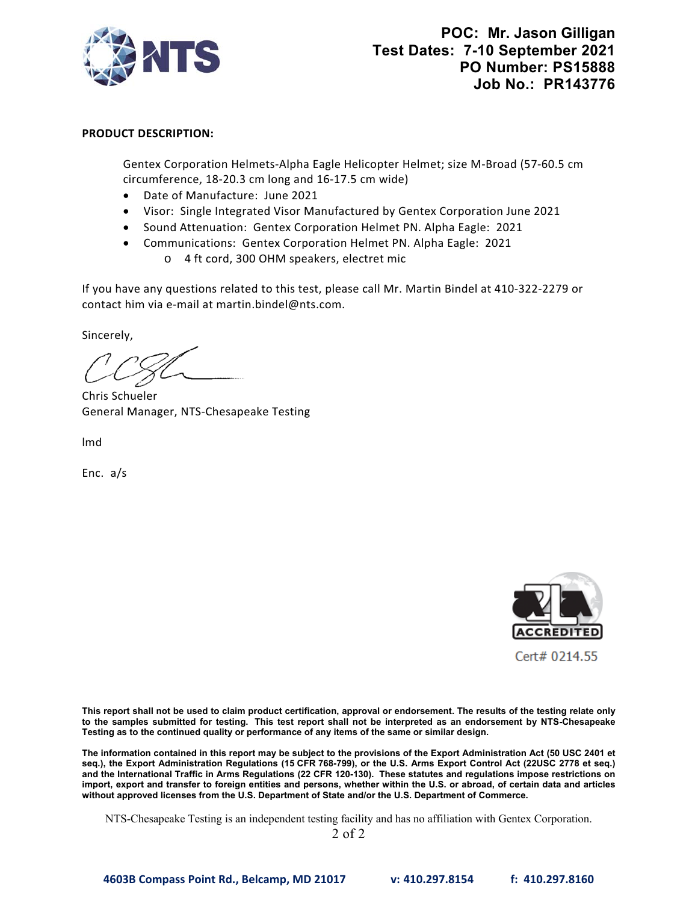**POC: Mr. Jason Gilligan**
**Test Dates: 7-10 September 2021**
**PO Number: PS15888**
**Job No.: PR143776**

**PRODUCT DESCRIPTION:**

Gentex Corporation Helmets-Alpha Eagle Helicopter Helmet; size M-Broad (57-60.5 cm circumference, 18-20.3 cm long and 16-17.5 cm wide)

- Date of Manufacture: June 2021
- Visor: Single Integrated Visor Manufactured by Gentex Corporation June 2021
- Sound Attenuation: Gentex Corporation Helmet PN. Alpha Eagle: 2021
- Communications: Gentex Corporation Helmet PN. Alpha Eagle: 2021
  - 4 ft cord, 300 OHM speakers, electret mic

If you have any questions related to this test, please call Mr. Martin Bindel at 410-322-2279 or contact him via e-mail at martin.bindel@nts.com.

Sincerely,

Chris Schueler
General Manager, NTS-Chesapeake Testing

lmd

Enc. a/s

ACCREDITED
Cert# 0214.55

**This report shall not be used to claim product certification, approval or endorsement. The results of the testing relate only to the samples submitted for testing. This test report shall not be interpreted as an endorsement by NTS-Chesapeake Testing as to the continued quality or performance of any items of the same or similar design.**

**The information contained in this report may be subject to the provisions of the Export Administration Act (50 USC 2401 et seq.), the Export Administration Regulations (15 CFR 768-799), or the U.S. Arms Export Control Act (22USC 2778 et seq.) and the International Traffic in Arms Regulations (22 CFR 120-130). These statutes and regulations impose restrictions on import, export and transfer to foreign entities and persons, whether within the U.S. or abroad, of certain data and articles without approved licenses from the U.S. Department of State and/or the U.S. Department of Commerce.**

NTS-Chesapeake Testing is an independent testing facility and has no affiliation with Gentex Corporation.

**4603B Compass Point Rd., Belcamp, MD 21017 v: 410.297.8154 f: 410.297.8160**